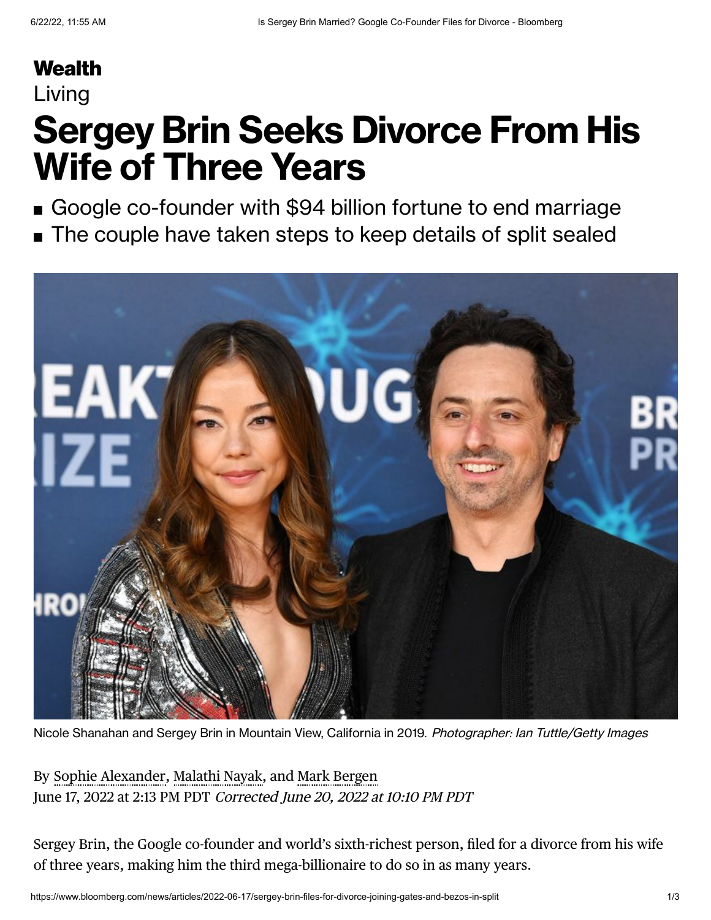**Wealth**

Living

# Sergey Brin Seeks Divorce From His Wife of Three Years

- Google co-founder with $94 billion fortune to end marriage
- The couple have taken steps to keep details of split sealed

Nicole Shanahan and Sergey Brin in Mountain View, California in 2019. *Photographer: Ian Tuttle/Getty Images*

By Sophie Alexander, Malathi Nayak, and Mark Bergen

June 17, 2022 at 2:13 PM PDT *Corrected June 20, 2022 at 10:10 PM PDT*

Sergey Brin, the Google co-founder and world's sixth-richest person, filed for a divorce from his wife of three years, making him the third mega-billionaire to do so in as many years.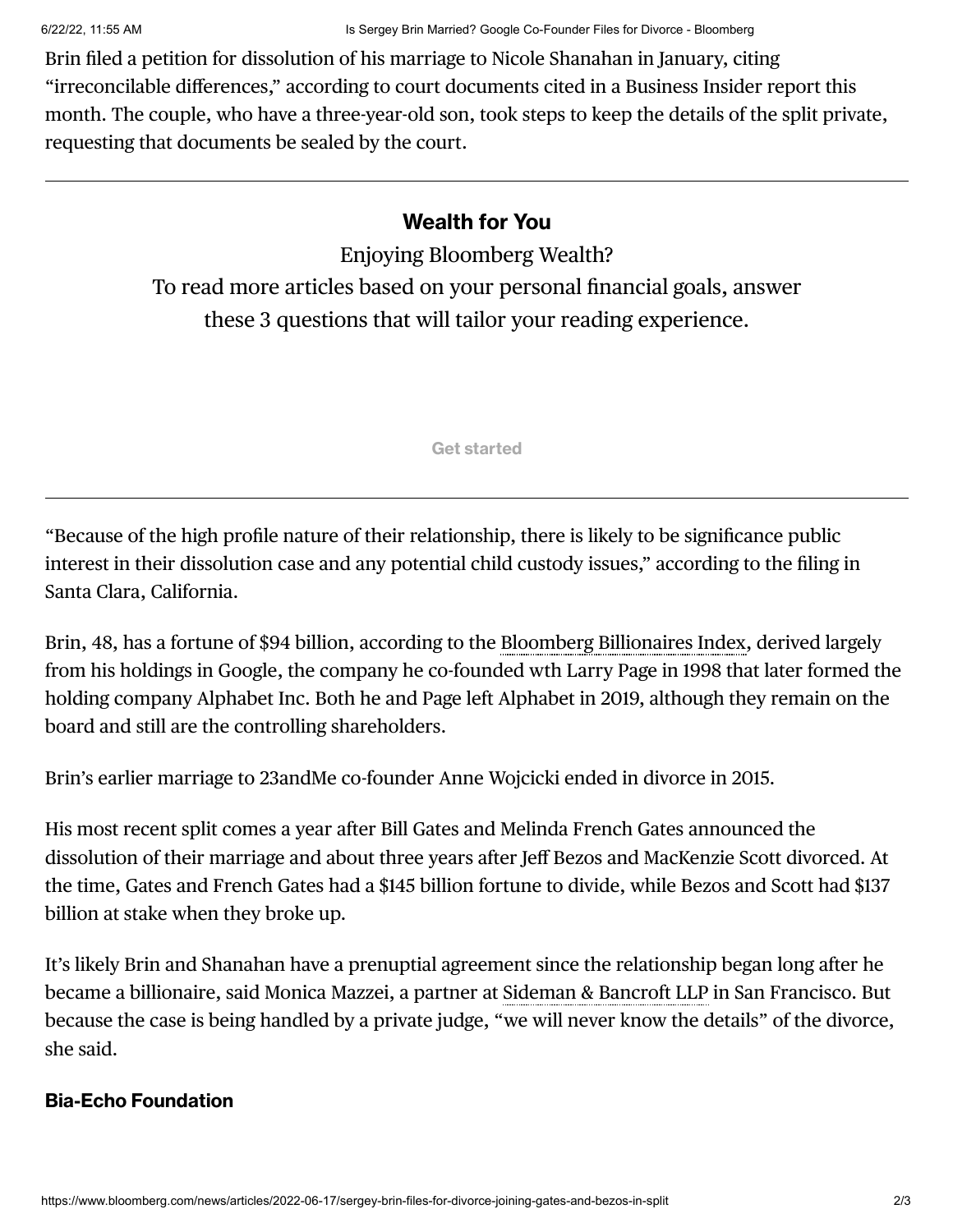Brin filed a petition for dissolution of his marriage to Nicole Shanahan in January, citing "irreconcilable differences," according to court documents cited in a Business Insider report this month. The couple, who have a three-year-old son, took steps to keep the details of the split private, requesting that documents be sealed by the court.

---

**Wealth for You**

Enjoying Bloomberg Wealth?
To read more articles based on your personal financial goals, answer these 3 questions that will tailor your reading experience.

Get started

---

"Because of the high profile nature of their relationship, there is likely to be significance public interest in their dissolution case and any potential child custody issues," according to the filing in Santa Clara, California.

Brin, 48, has a fortune of $94 billion, according to the Bloomberg Billionaires Index, derived largely from his holdings in Google, the company he co-founded wth Larry Page in 1998 that later formed the holding company Alphabet Inc. Both he and Page left Alphabet in 2019, although they remain on the board and still are the controlling shareholders.

Brin's earlier marriage to 23andMe co-founder Anne Wojcicki ended in divorce in 2015.

His most recent split comes a year after Bill Gates and Melinda French Gates announced the dissolution of their marriage and about three years after Jeff Bezos and MacKenzie Scott divorced. At the time, Gates and French Gates had a $145 billion fortune to divide, while Bezos and Scott had $137 billion at stake when they broke up.

It's likely Brin and Shanahan have a prenuptial agreement since the relationship began long after he became a billionaire, said Monica Mazzei, a partner at Sideman & Bancroft LLP in San Francisco. But because the case is being handled by a private judge, "we will never know the details" of the divorce, she said.

**Bia-Echo Foundation**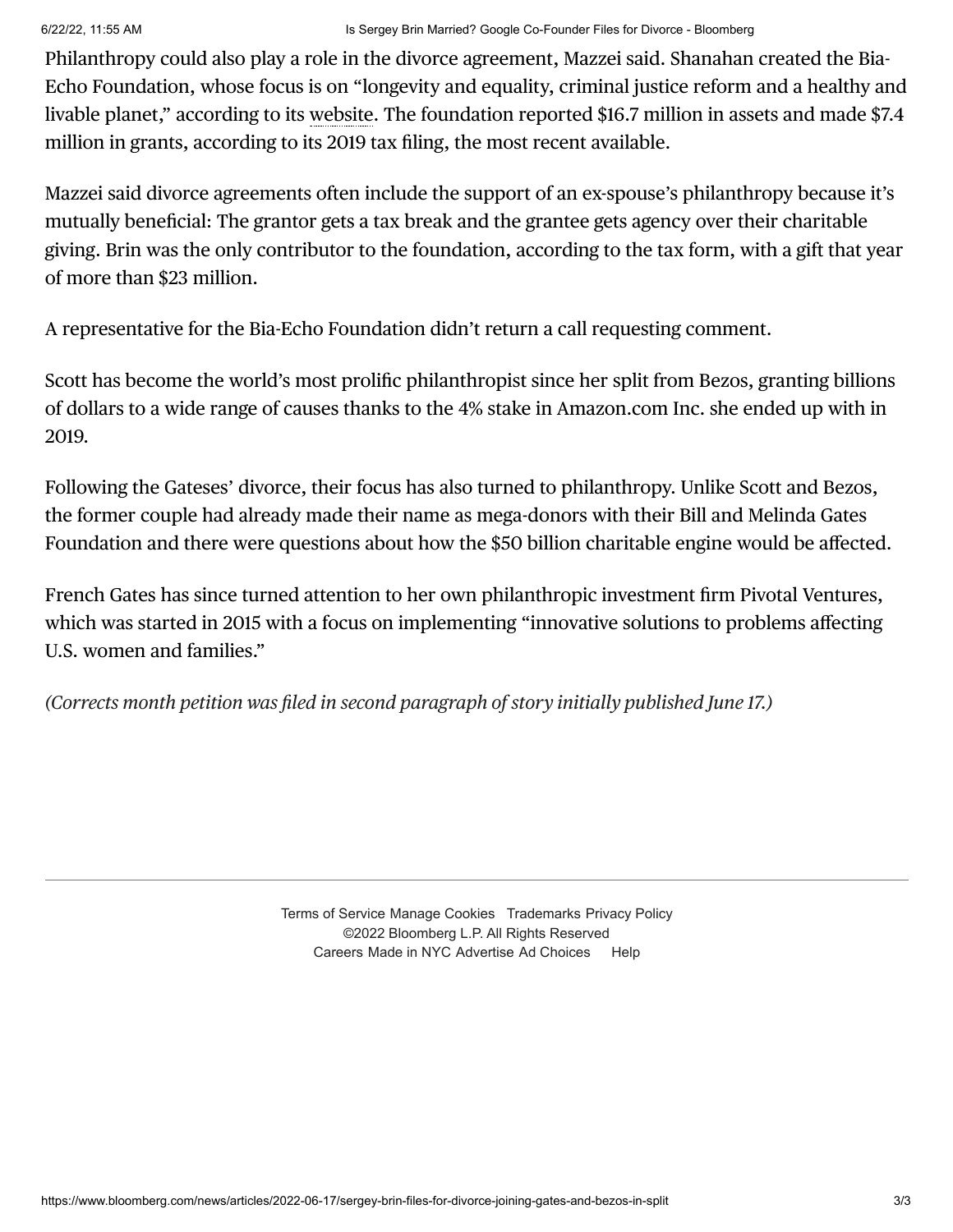Philanthropy could also play a role in the divorce agreement, Mazzei said. Shanahan created the Bia-Echo Foundation, whose focus is on "longevity and equality, criminal justice reform and a healthy and livable planet," according to its website. The foundation reported $16.7 million in assets and made $7.4 million in grants, according to its 2019 tax filing, the most recent available.

Mazzei said divorce agreements often include the support of an ex-spouse's philanthropy because it's mutually beneficial: The grantor gets a tax break and the grantee gets agency over their charitable giving. Brin was the only contributor to the foundation, according to the tax form, with a gift that year of more than $23 million.

A representative for the Bia-Echo Foundation didn't return a call requesting comment.

Scott has become the world's most prolific philanthropist since her split from Bezos, granting billions of dollars to a wide range of causes thanks to the 4% stake in Amazon.com Inc. she ended up with in 2019.

Following the Gateses' divorce, their focus has also turned to philanthropy. Unlike Scott and Bezos, the former couple had already made their name as mega-donors with their Bill and Melinda Gates Foundation and there were questions about how the $50 billion charitable engine would be affected.

French Gates has since turned attention to her own philanthropic investment firm Pivotal Ventures, which was started in 2015 with a focus on implementing "innovative solutions to problems affecting U.S. women and families."

*(Corrects month petition was filed in second paragraph of story initially published June 17.)*

Terms of Service Manage Cookies Trademarks Privacy Policy
©2022 Bloomberg L.P. All Rights Reserved
Careers Made in NYC Advertise Ad Choices Help